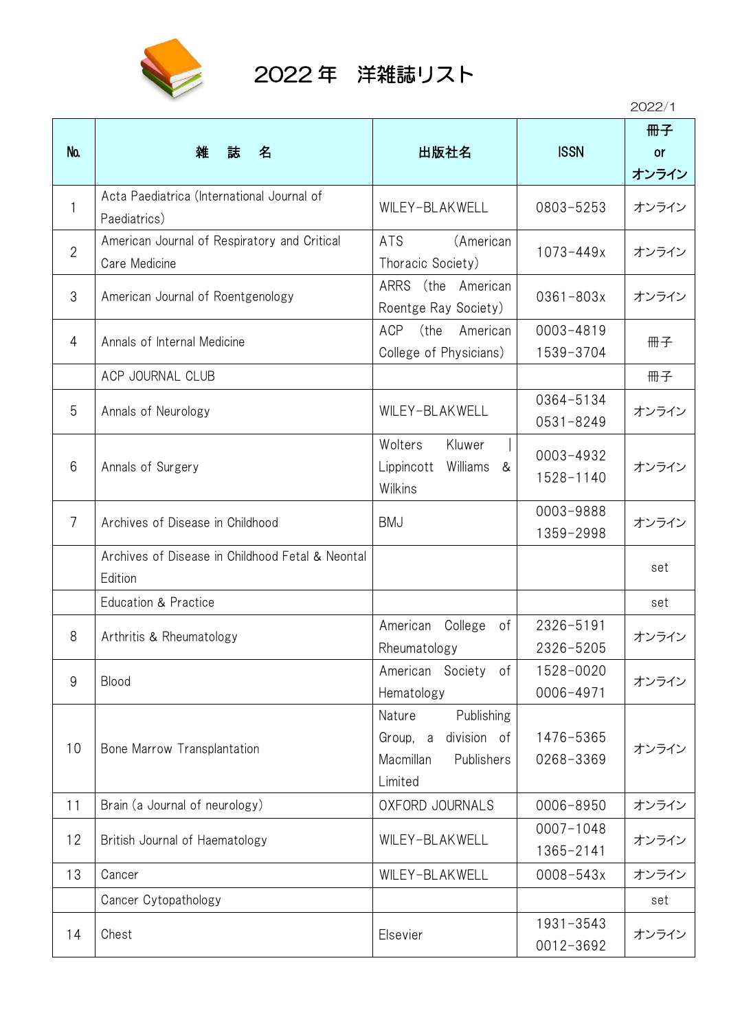# 2022 年　洋雑誌リスト

2022/1

| No. | 雑　誌　名 | 出版社名 | ISSN | 冊子 or オンライン |
|---|---|---|---|---|
| 1 | Acta Paediatrica (International Journal of Paediatrics) | WILEY-BLAKWELL | 0803-5253 | オンライン |
| 2 | American Journal of Respiratory and Critical Care Medicine | ATS (American Thoracic Society) | 1073-449x | オンライン |
| 3 | American Journal of Roentgenology | ARRS (the American Roentge Ray Society) | 0361-803x | オンライン |
| 4 | Annals of Internal Medicine | ACP (the American College of Physicians) | 0003-4819 1539-3704 | 冊子 |
| | ACP JOURNAL CLUB | | | 冊子 |
| 5 | Annals of Neurology | WILEY-BLAKWELL | 0364-5134 0531-8249 | オンライン |
| 6 | Annals of Surgery | Wolters Kluwer \| Lippincott Williams & Wilkins | 0003-4932 1528-1140 | オンライン |
| 7 | Archives of Disease in Childhood | BMJ | 0003-9888 1359-2998 | オンライン |
| | Archives of Disease in Childhood Fetal & Neontal Edition | | | set |
| | Education & Practice | | | set |
| 8 | Arthritis & Rheumatology | American College of Rheumatology | 2326-5191 2326-5205 | オンライン |
| 9 | Blood | American Society of Hematology | 1528-0020 0006-4971 | オンライン |
| 10 | Bone Marrow Transplantation | Nature Publishing Group, a division of Macmillan Publishers Limited | 1476-5365 0268-3369 | オンライン |
| 11 | Brain (a Journal of neurology) | OXFORD JOURNALS | 0006-8950 | オンライン |
| 12 | British Journal of Haematology | WILEY-BLAKWELL | 0007-1048 1365-2141 | オンライン |
| 13 | Cancer | WILEY-BLAKWELL | 0008-543x | オンライン |
| | Cancer Cytopathology | | | set |
| 14 | Chest | Elsevier | 1931-3543 0012-3692 | オンライン |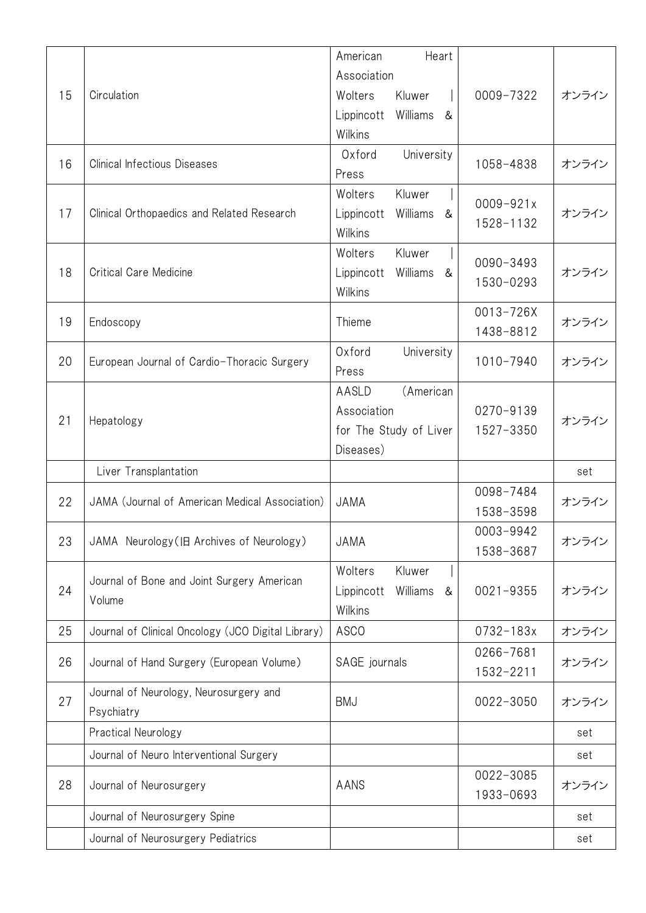| 15 | Circulation | American Heart Association Wolters Kluwer \| Lippincott Williams & Wilkins | 0009-7322 | オンライン |
|---|---|---|---|---|
| 16 | Clinical Infectious Diseases | Oxford University Press | 1058-4838 | オンライン |
| 17 | Clinical Orthopaedics and Related Research | Wolters Kluwer \| Lippincott Williams & Wilkins | 0009-921x 1528-1132 | オンライン |
| 18 | Critical Care Medicine | Wolters Kluwer \| Lippincott Williams & Wilkins | 0090-3493 1530-0293 | オンライン |
| 19 | Endoscopy | Thieme | 0013-726X 1438-8812 | オンライン |
| 20 | European Journal of Cardio-Thoracic Surgery | Oxford University Press | 1010-7940 | オンライン |
| 21 | Hepatology | AASLD (American Association for The Study of Liver Diseases) | 0270-9139 1527-3350 | オンライン |
| | Liver Transplantation | | | set |
| 22 | JAMA (Journal of American Medical Association) | JAMA | 0098-7484 1538-3598 | オンライン |
| 23 | JAMA Neurology(旧 Archives of Neurology) | JAMA | 0003-9942 1538-3687 | オンライン |
| 24 | Journal of Bone and Joint Surgery American Volume | Wolters Kluwer \| Lippincott Williams & Wilkins | 0021-9355 | オンライン |
| 25 | Journal of Clinical Oncology (JCO Digital Library) | ASCO | 0732-183x | オンライン |
| 26 | Journal of Hand Surgery (European Volume) | SAGE journals | 0266-7681 1532-2211 | オンライン |
| 27 | Journal of Neurology, Neurosurgery and Psychiatry | BMJ | 0022-3050 | オンライン |
| | Practical Neurology | | | set |
| | Journal of Neuro Interventional Surgery | | | set |
| 28 | Journal of Neurosurgery | AANS | 0022-3085 1933-0693 | オンライン |
| | Journal of Neurosurgery Spine | | | set |
| | Journal of Neurosurgery Pediatrics | | | set |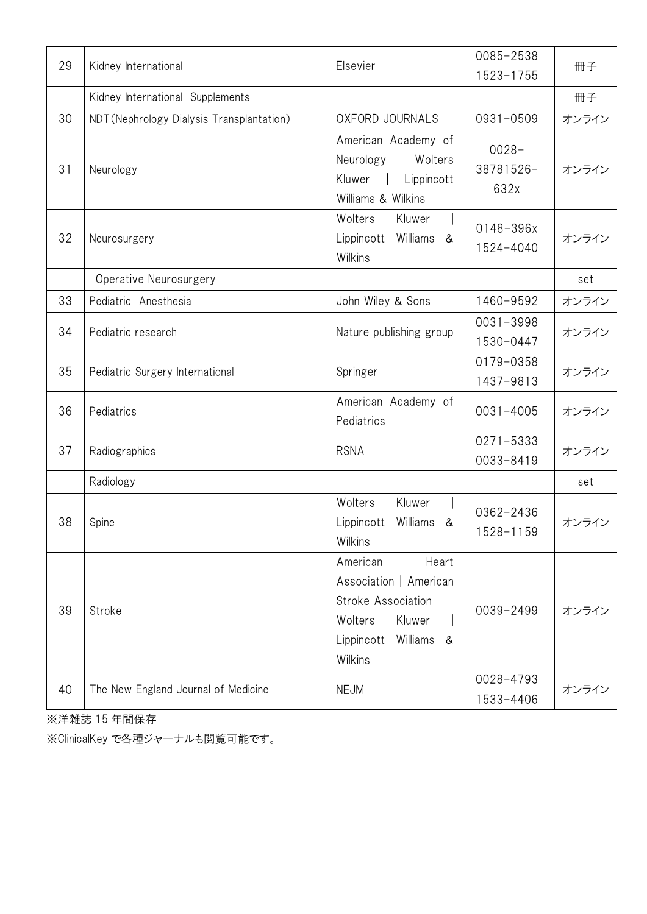| | | | | |
|---|---|---|---|---|
| 29 | Kidney International | Elsevier | 0085-2538 1523-1755 | 冊子 |
| | Kidney International Supplements | | | 冊子 |
| 30 | NDT(Nephrology Dialysis Transplantation) | OXFORD JOURNALS | 0931-0509 | オンライン |
| 31 | Neurology | American Academy of Neurology Wolters Kluwer \| Lippincott Williams & Wilkins | 0028-38781526-632x | オンライン |
| 32 | Neurosurgery | Wolters Kluwer \| Lippincott Williams & Wilkins | 0148-396x 1524-4040 | オンライン |
| | Operative Neurosurgery | | | set |
| 33 | Pediatric Anesthesia | John Wiley & Sons | 1460-9592 | オンライン |
| 34 | Pediatric research | Nature publishing group | 0031-3998 1530-0447 | オンライン |
| 35 | Pediatric Surgery International | Springer | 0179-0358 1437-9813 | オンライン |
| 36 | Pediatrics | American Academy of Pediatrics | 0031-4005 | オンライン |
| 37 | Radiographics | RSNA | 0271-5333 0033-8419 | オンライン |
| | Radiology | | | set |
| 38 | Spine | Wolters Kluwer \| Lippincott Williams & Wilkins | 0362-2436 1528-1159 | オンライン |
| 39 | Stroke | American Heart Association \| American Stroke Association Wolters Kluwer \| Lippincott Williams & Wilkins | 0039-2499 | オンライン |
| 40 | The New England Journal of Medicine | NEJM | 0028-4793 1533-4406 | オンライン |

※洋雑誌 15 年間保存

※ClinicalKey で各種ジャーナルも閲覧可能です。